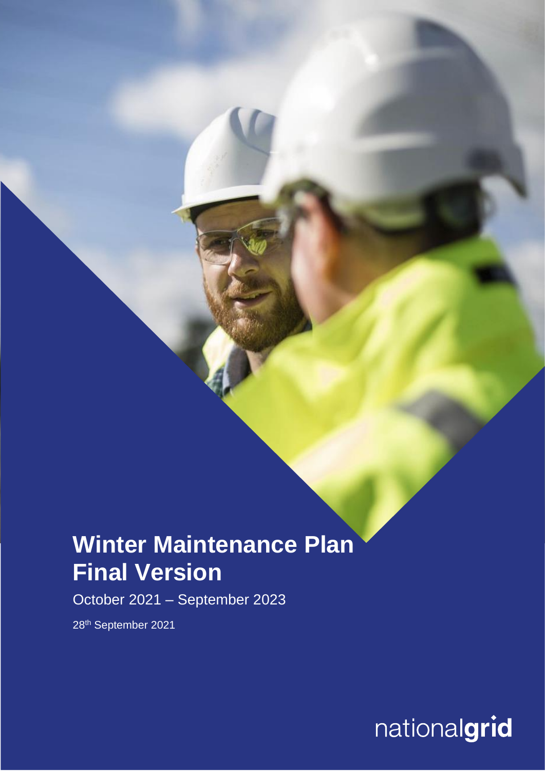# Winter Maintenance Plan Final Version

October 2021 – September 2023

28th September 2021

nationalgrid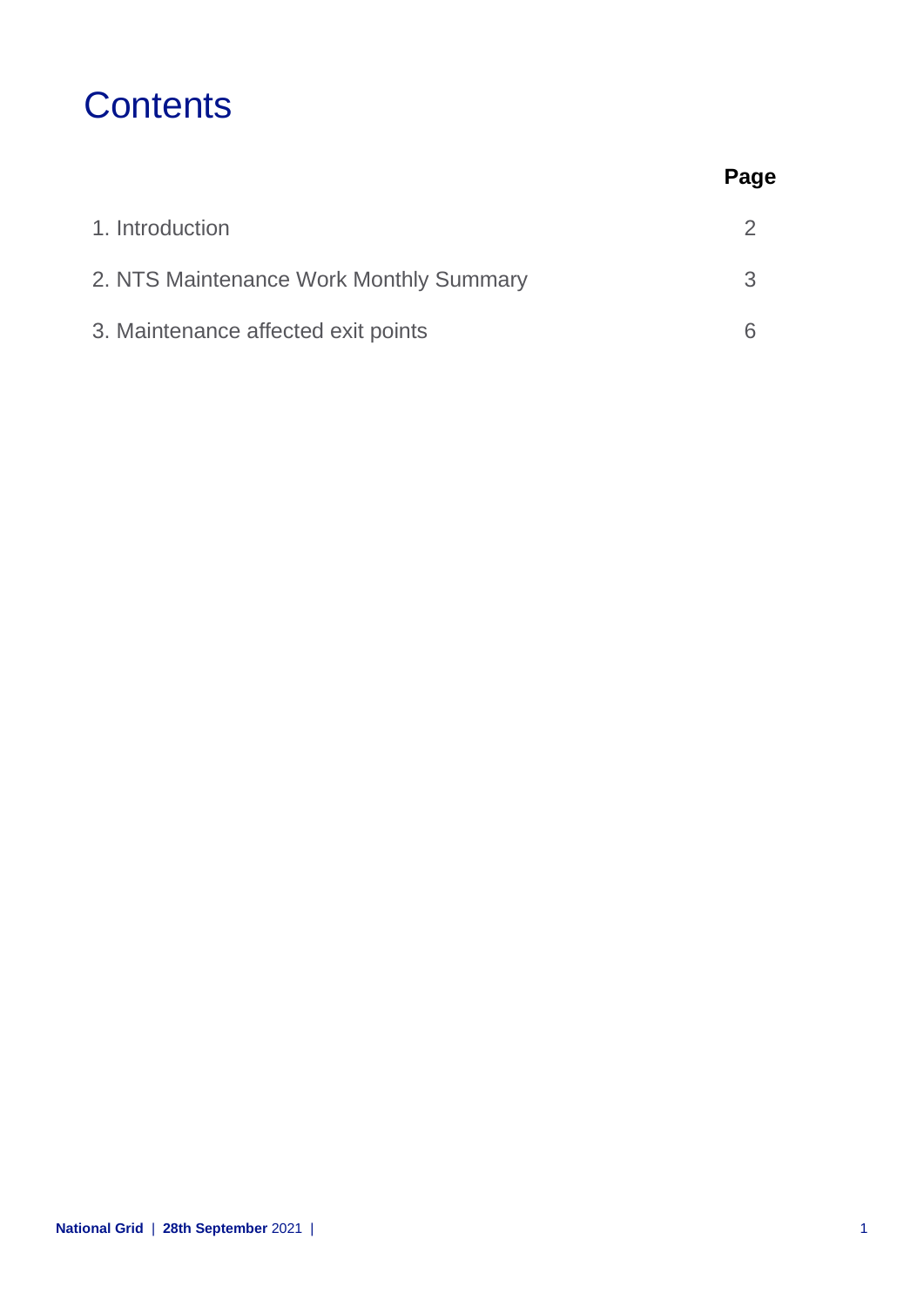# Contents

| | Page |
|---|---|
| 1. Introduction | 2 |
| 2. NTS Maintenance Work Monthly Summary | 3 |
| 3. Maintenance affected exit points | 6 |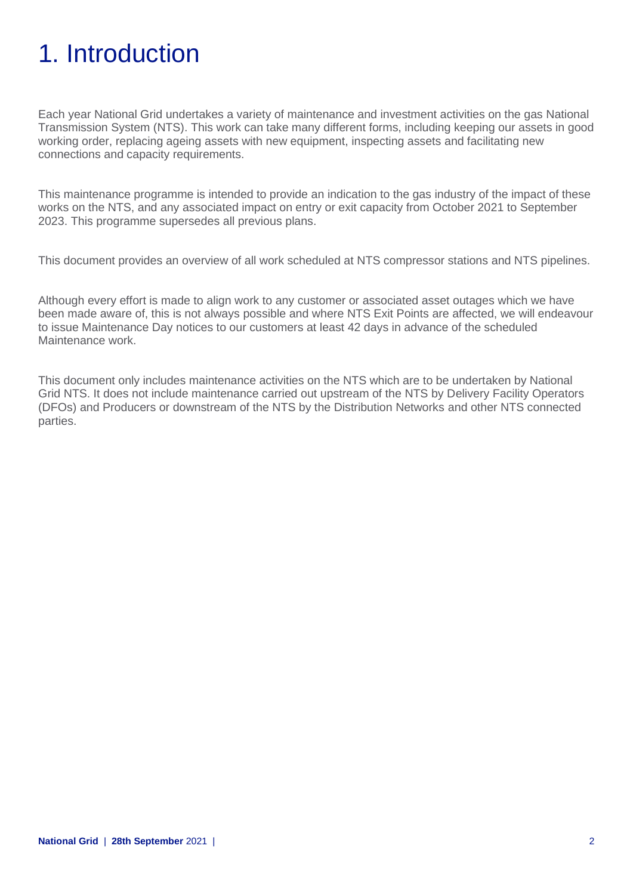# 1. Introduction

Each year National Grid undertakes a variety of maintenance and investment activities on the gas National Transmission System (NTS). This work can take many different forms, including keeping our assets in good working order, replacing ageing assets with new equipment, inspecting assets and facilitating new connections and capacity requirements.

This maintenance programme is intended to provide an indication to the gas industry of the impact of these works on the NTS, and any associated impact on entry or exit capacity from October 2021 to September 2023. This programme supersedes all previous plans.

This document provides an overview of all work scheduled at NTS compressor stations and NTS pipelines.

Although every effort is made to align work to any customer or associated asset outages which we have been made aware of, this is not always possible and where NTS Exit Points are affected, we will endeavour to issue Maintenance Day notices to our customers at least 42 days in advance of the scheduled Maintenance work.

This document only includes maintenance activities on the NTS which are to be undertaken by National Grid NTS. It does not include maintenance carried out upstream of the NTS by Delivery Facility Operators (DFOs) and Producers or downstream of the NTS by the Distribution Networks and other NTS connected parties.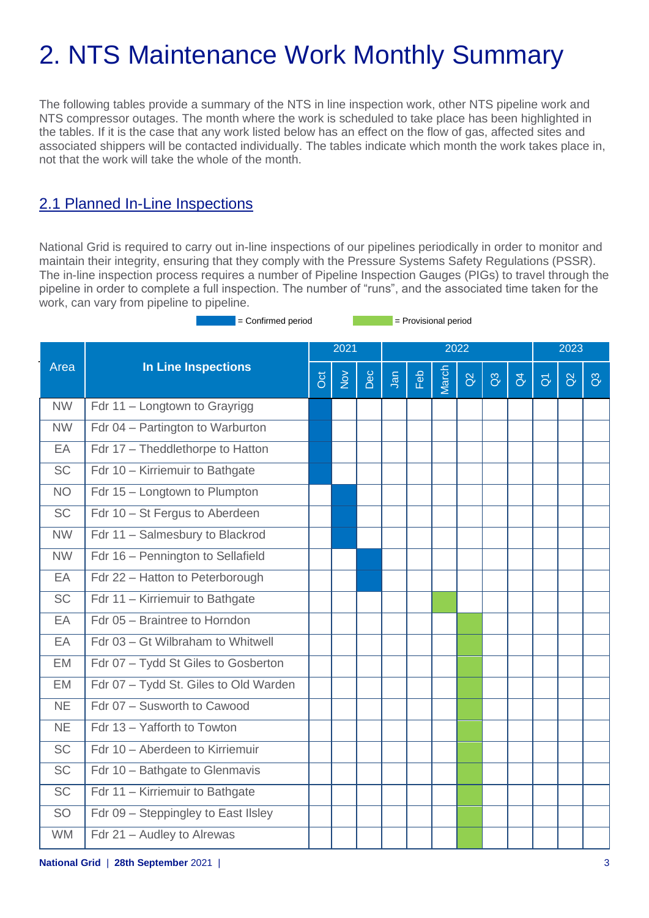# 2. NTS Maintenance Work Monthly Summary

The following tables provide a summary of the NTS in line inspection work, other NTS pipeline work and NTS compressor outages. The month where the work is scheduled to take place has been highlighted in the tables. If it is the case that any work listed below has an effect on the flow of gas, affected sites and associated shippers will be contacted individually. The tables indicate which month the work takes place in, not that the work will take the whole of the month.

## 2.1 Planned In-Line Inspections

National Grid is required to carry out in-line inspections of our pipelines periodically in order to monitor and maintain their integrity, ensuring that they comply with the Pressure Systems Safety Regulations (PSSR). The in-line inspection process requires a number of Pipeline Inspection Gauges (PIGs) to travel through the pipeline in order to complete a full inspection. The number of "runs", and the associated time taken for the work, can vary from pipeline to pipeline.

■ = Confirmed period ■ = Provisional period

| Area | In Line Inspections | 2021 | | | 2022 | | | | | | 2023 | | |
|---|---|---|---|---|---|---|---|---|---|---|---|---|---|
| | | Oct | Nov | Dec | Jan | Feb | March | Q2 | Q3 | Q4 | Q1 | Q2 | Q3 |
| NW | Fdr 11 – Longtown to Grayrigg | Confirmed | | | | | | | | | | | |
| NW | Fdr 04 – Partington to Warburton | Confirmed | | | | | | | | | | | |
| EA | Fdr 17 – Theddlethorpe to Hatton | Confirmed | | | | | | | | | | | |
| SC | Fdr 10 – Kirriemuir to Bathgate | Confirmed | | | | | | | | | | | |
| NO | Fdr 15 – Longtown to Plumpton | | Confirmed | | | | | | | | | | |
| SC | Fdr 10 – St Fergus to Aberdeen | | Confirmed | | | | | | | | | | |
| NW | Fdr 11 – Salmesbury to Blackrod | | Confirmed | | | | | | | | | | |
| NW | Fdr 16 – Pennington to Sellafield | | | Confirmed | | | | | | | | | |
| EA | Fdr 22 – Hatton to Peterborough | | | Confirmed | | | | | | | | | |
| SC | Fdr 11 – Kirriemuir to Bathgate | | | | | | Provisional | | | | | | |
| EA | Fdr 05 – Braintree to Horndon | | | | | | | Provisional | | | | | |
| EA | Fdr 03 – Gt Wilbraham to Whitwell | | | | | | | Provisional | | | | | |
| EM | Fdr 07 – Tydd St Giles to Gosberton | | | | | | | Provisional | | | | | |
| EM | Fdr 07 – Tydd St. Giles to Old Warden | | | | | | | Provisional | | | | | |
| NE | Fdr 07 – Susworth to Cawood | | | | | | | Provisional | | | | | |
| NE | Fdr 13 – Yafforth to Towton | | | | | | | Provisional | | | | | |
| SC | Fdr 10 – Aberdeen to Kirriemuir | | | | | | | Provisional | | | | | |
| SC | Fdr 10 – Bathgate to Glenmavis | | | | | | | Provisional | | | | | |
| SC | Fdr 11 – Kirriemuir to Bathgate | | | | | | | Provisional | | | | | |
| SO | Fdr 09 – Steppingley to East Ilsley | | | | | | | Provisional | | | | | |
| WM | Fdr 21 – Audley to Alrewas | | | | | | | Provisional | | | | | |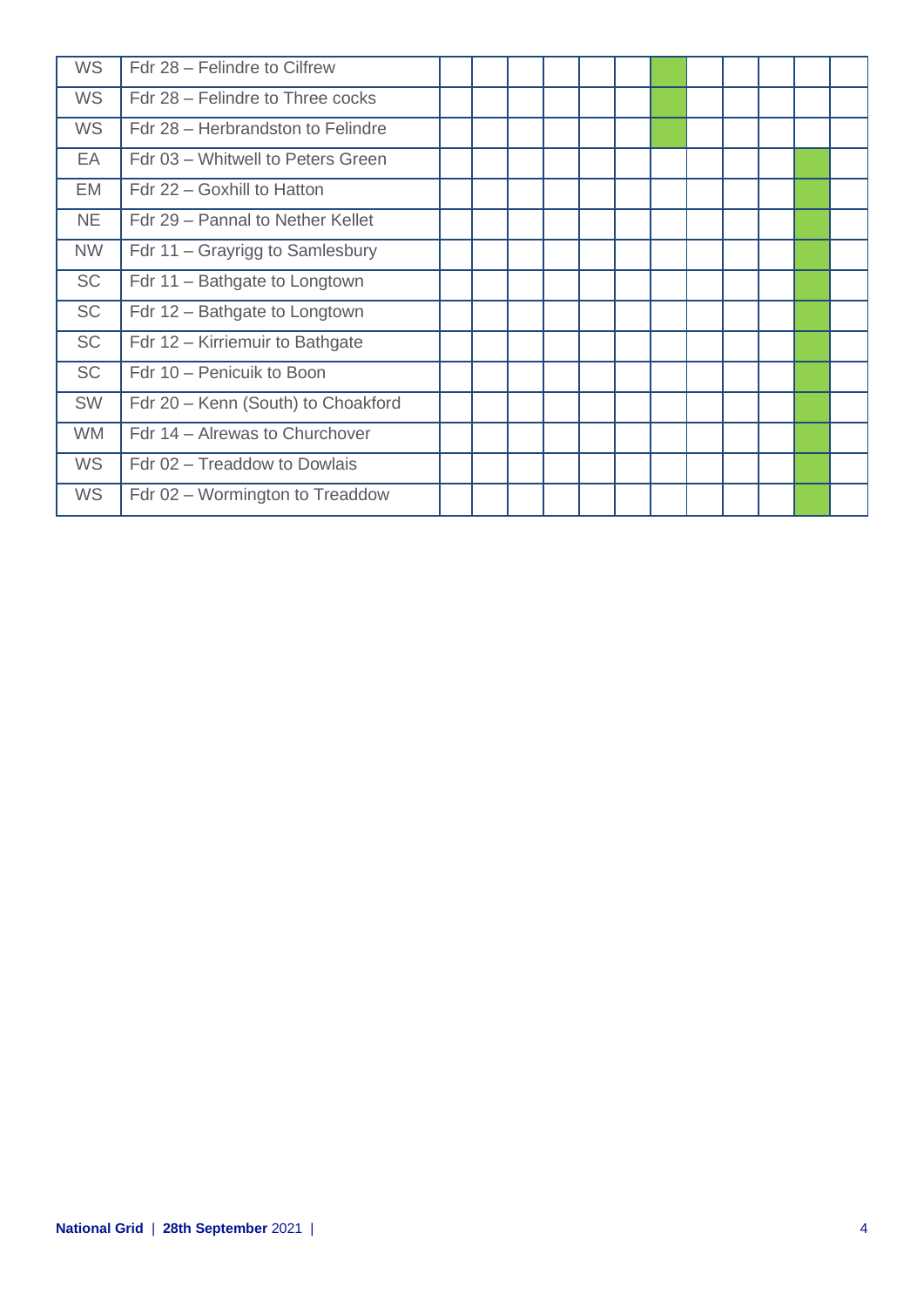| | | | | | | | | | | | | | |
|---|---|---|---|---|---|---|---|---|---|---|---|---|---|
| WS | Fdr 28 – Felindre to Cilfrew | | | | | | | | | | | | |
| WS | Fdr 28 – Felindre to Three cocks | | | | | | | | | | | | |
| WS | Fdr 28 – Herbrandston to Felindre | | | | | | | | | | | | |
| EA | Fdr 03 – Whitwell to Peters Green | | | | | | | | | | | | |
| EM | Fdr 22 – Goxhill to Hatton | | | | | | | | | | | | |
| NE | Fdr 29 – Pannal to Nether Kellet | | | | | | | | | | | | |
| NW | Fdr 11 – Grayrigg to Samlesbury | | | | | | | | | | | | |
| SC | Fdr 11 – Bathgate to Longtown | | | | | | | | | | | | |
| SC | Fdr 12 – Bathgate to Longtown | | | | | | | | | | | | |
| SC | Fdr 12 – Kirriemuir to Bathgate | | | | | | | | | | | | |
| SC | Fdr 10 – Penicuik to Boon | | | | | | | | | | | | |
| SW | Fdr 20 – Kenn (South) to Choakford | | | | | | | | | | | | |
| WM | Fdr 14 – Alrewas to Churchover | | | | | | | | | | | | |
| WS | Fdr 02 – Treaddow to Dowlais | | | | | | | | | | | | |
| WS | Fdr 02 – Wormington to Treaddow | | | | | | | | | | | | |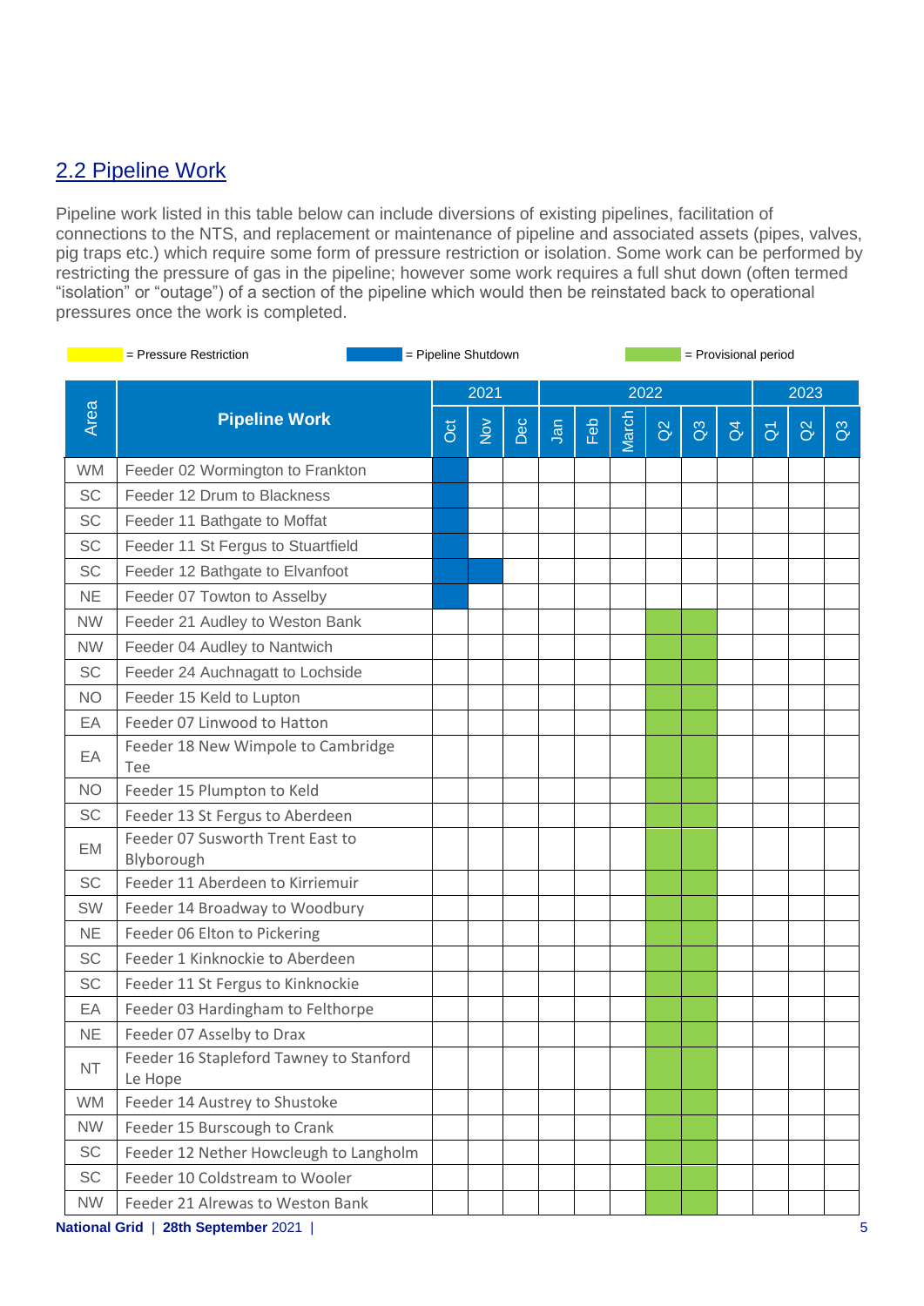## 2.2 Pipeline Work

Pipeline work listed in this table below can include diversions of existing pipelines, facilitation of connections to the NTS, and replacement or maintenance of pipeline and associated assets (pipes, valves, pig traps etc.) which require some form of pressure restriction or isolation. Some work can be performed by restricting the pressure of gas in the pipeline; however some work requires a full shut down (often termed "isolation" or "outage") of a section of the pipeline which would then be reinstated back to operational pressures once the work is completed.

Key: Yellow = Pressure Restriction; Blue = Pipeline Shutdown; Green = Provisional period

| Area | Pipeline Work | 2021 | | | 2022 | | | | | | 2023 | | |
|---|---|---|---|---|---|---|---|---|---|---|---|---|---|
| | | Oct | Nov | Dec | Jan | Feb | March | Q2 | Q3 | Q4 | Q1 | Q2 | Q3 |
| WM | Feeder 02 Wormington to Frankton | Pipeline Shutdown | | | | | | | | | | | |
| SC | Feeder 12 Drum to Blackness | Pipeline Shutdown | | | | | | | | | | | |
| SC | Feeder 11 Bathgate to Moffat | Pipeline Shutdown | | | | | | | | | | | |
| SC | Feeder 11 St Fergus to Stuartfield | Pipeline Shutdown | | | | | | | | | | | |
| SC | Feeder 12 Bathgate to Elvanfoot | Pipeline Shutdown | Pipeline Shutdown | | | | | | | | | | |
| NE | Feeder 07 Towton to Asselby | Pipeline Shutdown | | | | | | | | | | | |
| NW | Feeder 21 Audley to Weston Bank | | | | | | | Provisional period | Provisional period | | | | |
| NW | Feeder 04 Audley to Nantwich | | | | | | | Provisional period | Provisional period | | | | |
| SC | Feeder 24 Auchnagatt to Lochside | | | | | | | Provisional period | Provisional period | | | | |
| NO | Feeder 15 Keld to Lupton | | | | | | | Provisional period | Provisional period | | | | |
| EA | Feeder 07 Linwood to Hatton | | | | | | | Provisional period | Provisional period | | | | |
| EA | Feeder 18 New Wimpole to Cambridge Tee | | | | | | | Provisional period | Provisional period | | | | |
| NO | Feeder 15 Plumpton to Keld | | | | | | | Provisional period | Provisional period | | | | |
| SC | Feeder 13 St Fergus to Aberdeen | | | | | | | Provisional period | Provisional period | | | | |
| EM | Feeder 07 Susworth Trent East to Blyborough | | | | | | | Provisional period | Provisional period | | | | |
| SC | Feeder 11 Aberdeen to Kirriemuir | | | | | | | Provisional period | Provisional period | | | | |
| SW | Feeder 14 Broadway to Woodbury | | | | | | | Provisional period | Provisional period | | | | |
| NE | Feeder 06 Elton to Pickering | | | | | | | Provisional period | Provisional period | | | | |
| SC | Feeder 1 Kinknockie to Aberdeen | | | | | | | Provisional period | Provisional period | | | | |
| SC | Feeder 11 St Fergus to Kinknockie | | | | | | | Provisional period | Provisional period | | | | |
| EA | Feeder 03 Hardingham to Felthorpe | | | | | | | Provisional period | Provisional period | | | | |
| NE | Feeder 07 Asselby to Drax | | | | | | | Provisional period | Provisional period | | | | |
| NT | Feeder 16 Stapleford Tawney to Stanford Le Hope | | | | | | | Provisional period | Provisional period | | | | |
| WM | Feeder 14 Austrey to Shustoke | | | | | | | Provisional period | Provisional period | | | | |
| NW | Feeder 15 Burscough to Crank | | | | | | | Provisional period | Provisional period | | | | |
| SC | Feeder 12 Nether Howcleugh to Langholm | | | | | | | Provisional period | Provisional period | | | | |
| SC | Feeder 10 Coldstream to Wooler | | | | | | | Provisional period | Provisional period | | | | |
| NW | Feeder 21 Alrewas to Weston Bank | | | | | | | Provisional period | Provisional period | | | | |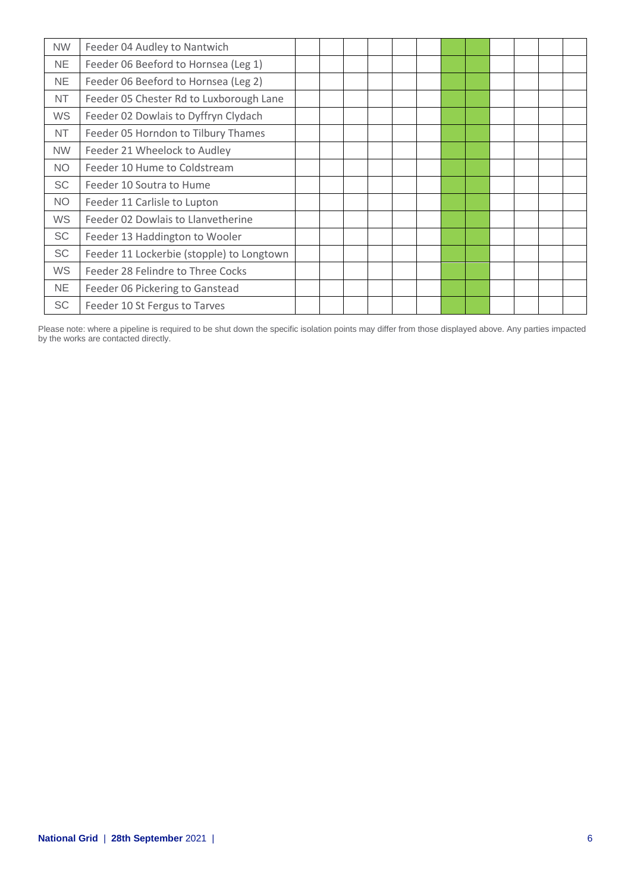| | | | | | | | | | | | | | |
|---|---|---|---|---|---|---|---|---|---|---|---|---|---|
| NW | Feeder 04 Audley to Nantwich | | | | | | | | | | | | |
| NE | Feeder 06 Beeford to Hornsea (Leg 1) | | | | | | | | | | | | |
| NE | Feeder 06 Beeford to Hornsea (Leg 2) | | | | | | | | | | | | |
| NT | Feeder 05 Chester Rd to Luxborough Lane | | | | | | | | | | | | |
| WS | Feeder 02 Dowlais to Dyffryn Clydach | | | | | | | | | | | | |
| NT | Feeder 05 Horndon to Tilbury Thames | | | | | | | | | | | | |
| NW | Feeder 21 Wheelock to Audley | | | | | | | | | | | | |
| NO | Feeder 10 Hume to Coldstream | | | | | | | | | | | | |
| SC | Feeder 10 Soutra to Hume | | | | | | | | | | | | |
| NO | Feeder 11 Carlisle to Lupton | | | | | | | | | | | | |
| WS | Feeder 02 Dowlais to Llanvetherine | | | | | | | | | | | | |
| SC | Feeder 13 Haddington to Wooler | | | | | | | | | | | | |
| SC | Feeder 11 Lockerbie (stopple) to Longtown | | | | | | | | | | | | |
| WS | Feeder 28 Felindre to Three Cocks | | | | | | | | | | | | |
| NE | Feeder 06 Pickering to Ganstead | | | | | | | | | | | | |
| SC | Feeder 10 St Fergus to Tarves | | | | | | | | | | | | |

Please note: where a pipeline is required to be shut down the specific isolation points may differ from those displayed above. Any parties impacted by the works are contacted directly.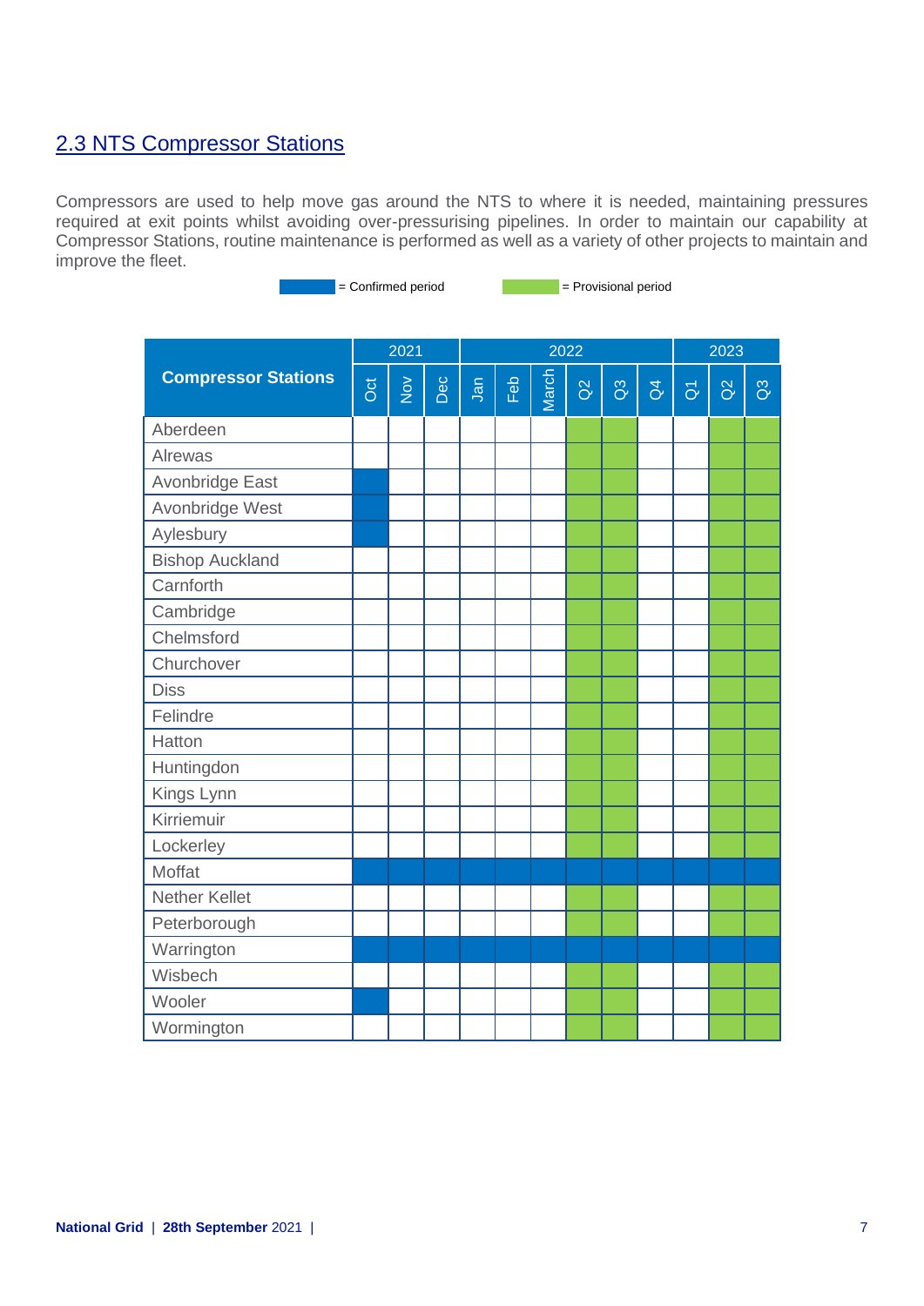## 2.3 NTS Compressor Stations

Compressors are used to help move gas around the NTS to where it is needed, maintaining pressures required at exit points whilst avoiding over-pressurising pipelines. In order to maintain our capability at Compressor Stations, routine maintenance is performed as well as a variety of other projects to maintain and improve the fleet.

■ = Confirmed period ■ = Provisional period

| Compressor Stations | 2021 | | | 2022 | | | | | | 2023 | | |
|---|---|---|---|---|---|---|---|---|---|---|---|---|
| | Oct | Nov | Dec | Jan | Feb | March | Q2 | Q3 | Q4 | Q1 | Q2 | Q3 |
| Aberdeen | | | | | | | Provisional | Provisional | | | Provisional | Provisional |
| Alrewas | | | | | | | Provisional | Provisional | | | Provisional | Provisional |
| Avonbridge East | Confirmed | | | | | | Provisional | Provisional | | | Provisional | Provisional |
| Avonbridge West | Confirmed | | | | | | Provisional | Provisional | | | Provisional | Provisional |
| Aylesbury | Confirmed | | | | | | Provisional | Provisional | | | Provisional | Provisional |
| Bishop Auckland | | | | | | | Provisional | Provisional | | | Provisional | Provisional |
| Carnforth | | | | | | | Provisional | Provisional | | | Provisional | Provisional |
| Cambridge | | | | | | | Provisional | Provisional | | | Provisional | Provisional |
| Chelmsford | | | | | | | Provisional | Provisional | | | Provisional | Provisional |
| Churchover | | | | | | | Provisional | Provisional | | | Provisional | Provisional |
| Diss | | | | | | | Provisional | Provisional | | | Provisional | Provisional |
| Felindre | | | | | | | Provisional | Provisional | | | Provisional | Provisional |
| Hatton | | | | | | | Provisional | Provisional | | | Provisional | Provisional |
| Huntingdon | | | | | | | Provisional | Provisional | | | Provisional | Provisional |
| Kings Lynn | | | | | | | Provisional | Provisional | | | Provisional | Provisional |
| Kirriemuir | | | | | | | Provisional | Provisional | | | Provisional | Provisional |
| Lockerley | | | | | | | Provisional | Provisional | | | Provisional | Provisional |
| Moffat | Confirmed | Confirmed | Confirmed | Confirmed | Confirmed | Confirmed | Confirmed | Confirmed | Confirmed | Confirmed | Confirmed | Confirmed |
| Nether Kellet | | | | | | | Provisional | Provisional | | | Provisional | Provisional |
| Peterborough | | | | | | | Provisional | Provisional | | | Provisional | Provisional |
| Warrington | Confirmed | Confirmed | Confirmed | Confirmed | Confirmed | Confirmed | Confirmed | Confirmed | Confirmed | Confirmed | Confirmed | Confirmed |
| Wisbech | | | | | | | Provisional | Provisional | | | Provisional | Provisional |
| Wooler | Confirmed | | | | | | Provisional | Provisional | | | Provisional | Provisional |
| Wormington | | | | | | | Provisional | Provisional | | | Provisional | Provisional |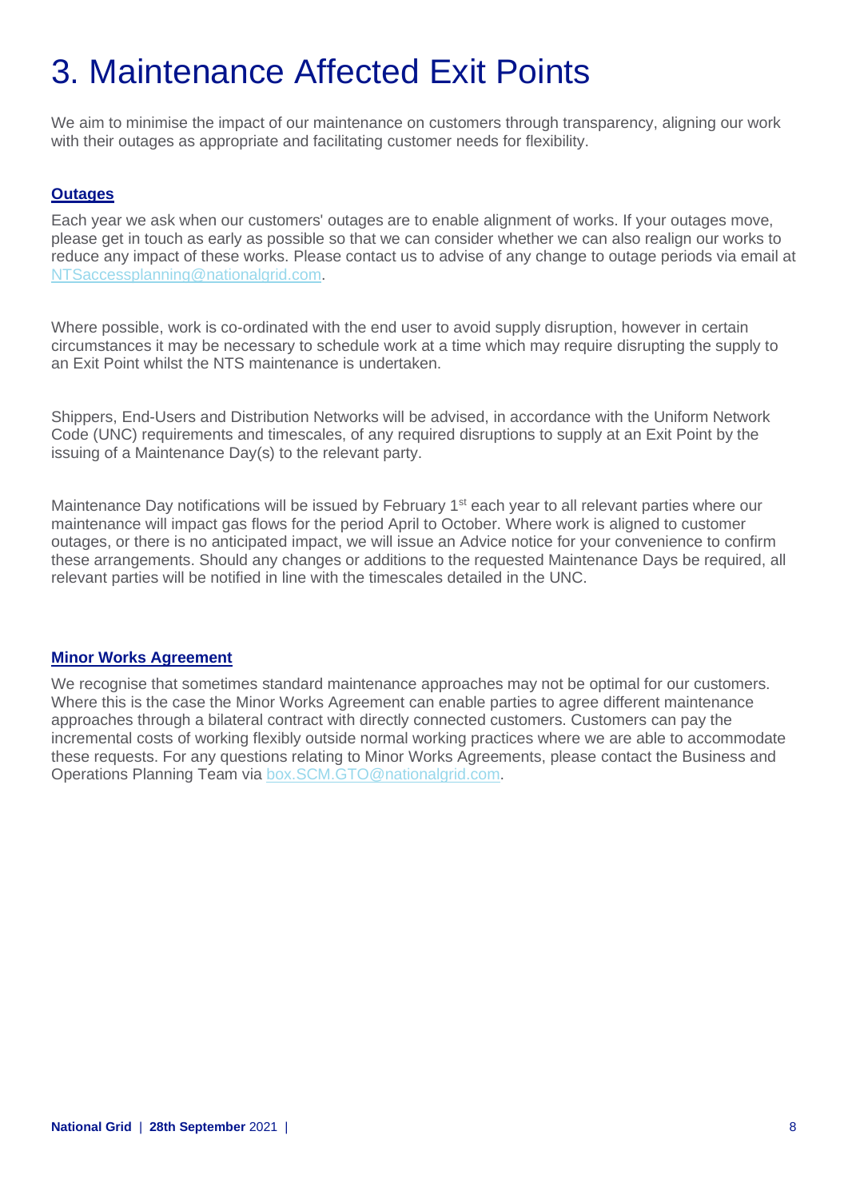# 3. Maintenance Affected Exit Points

We aim to minimise the impact of our maintenance on customers through transparency, aligning our work with their outages as appropriate and facilitating customer needs for flexibility.

**Outages**

Each year we ask when our customers' outages are to enable alignment of works. If your outages move, please get in touch as early as possible so that we can consider whether we can also realign our works to reduce any impact of these works. Please contact us to advise of any change to outage periods via email at NTSaccessplanning@nationalgrid.com.

Where possible, work is co-ordinated with the end user to avoid supply disruption, however in certain circumstances it may be necessary to schedule work at a time which may require disrupting the supply to an Exit Point whilst the NTS maintenance is undertaken.

Shippers, End-Users and Distribution Networks will be advised, in accordance with the Uniform Network Code (UNC) requirements and timescales, of any required disruptions to supply at an Exit Point by the issuing of a Maintenance Day(s) to the relevant party.

Maintenance Day notifications will be issued by February 1st each year to all relevant parties where our maintenance will impact gas flows for the period April to October. Where work is aligned to customer outages, or there is no anticipated impact, we will issue an Advice notice for your convenience to confirm these arrangements. Should any changes or additions to the requested Maintenance Days be required, all relevant parties will be notified in line with the timescales detailed in the UNC.

**Minor Works Agreement**

We recognise that sometimes standard maintenance approaches may not be optimal for our customers. Where this is the case the Minor Works Agreement can enable parties to agree different maintenance approaches through a bilateral contract with directly connected customers. Customers can pay the incremental costs of working flexibly outside normal working practices where we are able to accommodate these requests. For any questions relating to Minor Works Agreements, please contact the Business and Operations Planning Team via box.SCM.GTO@nationalgrid.com.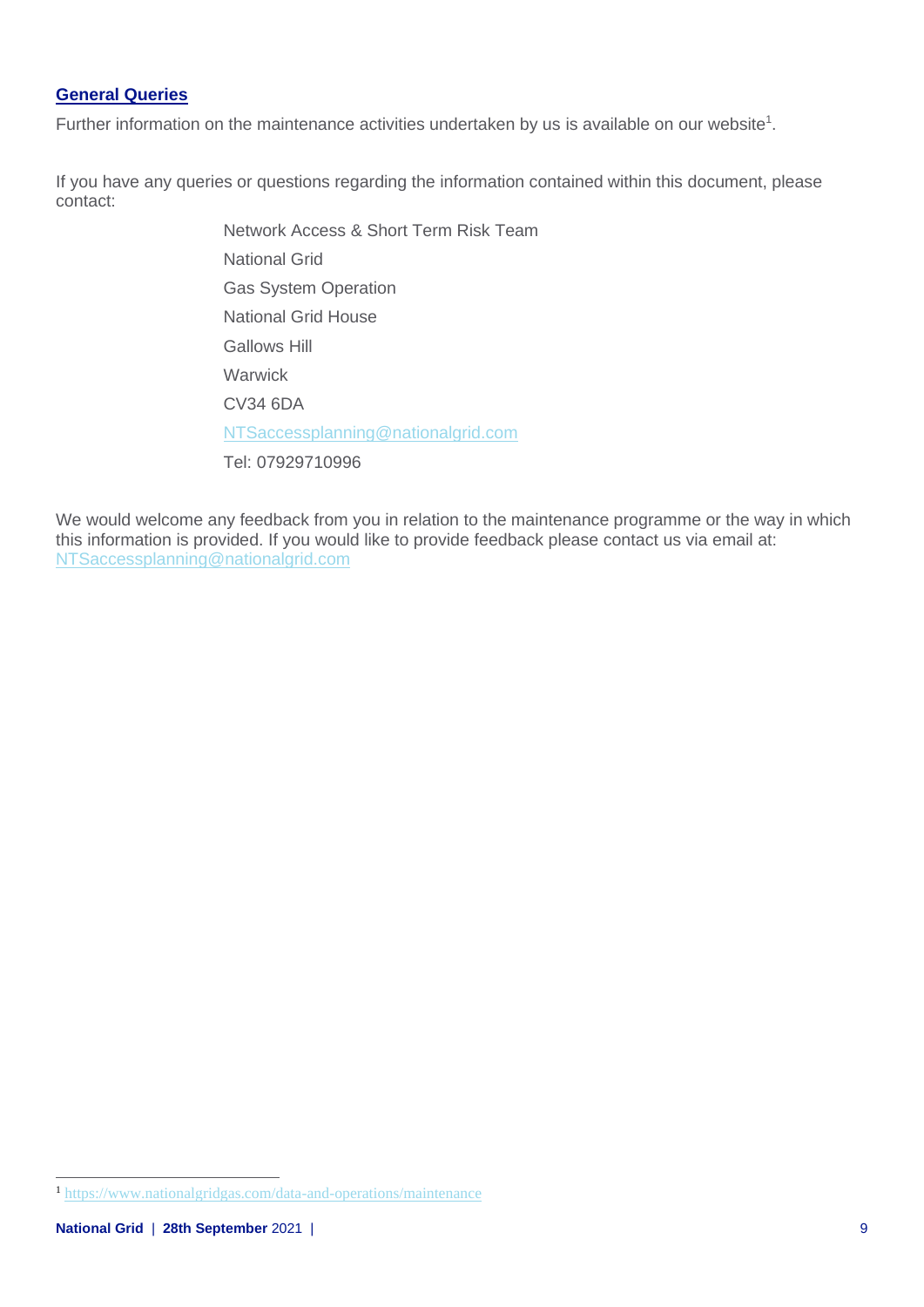## General Queries

Further information on the maintenance activities undertaken by us is available on our website[1].

If you have any queries or questions regarding the information contained within this document, please contact:

Network Access & Short Term Risk Team
National Grid
Gas System Operation
National Grid House
Gallows Hill
Warwick
CV34 6DA
NTSaccessplanning@nationalgrid.com
Tel: 07929710996

We would welcome any feedback from you in relation to the maintenance programme or the way in which this information is provided. If you would like to provide feedback please contact us via email at: NTSaccessplanning@nationalgrid.com

[1] https://www.nationalgridgas.com/data-and-operations/maintenance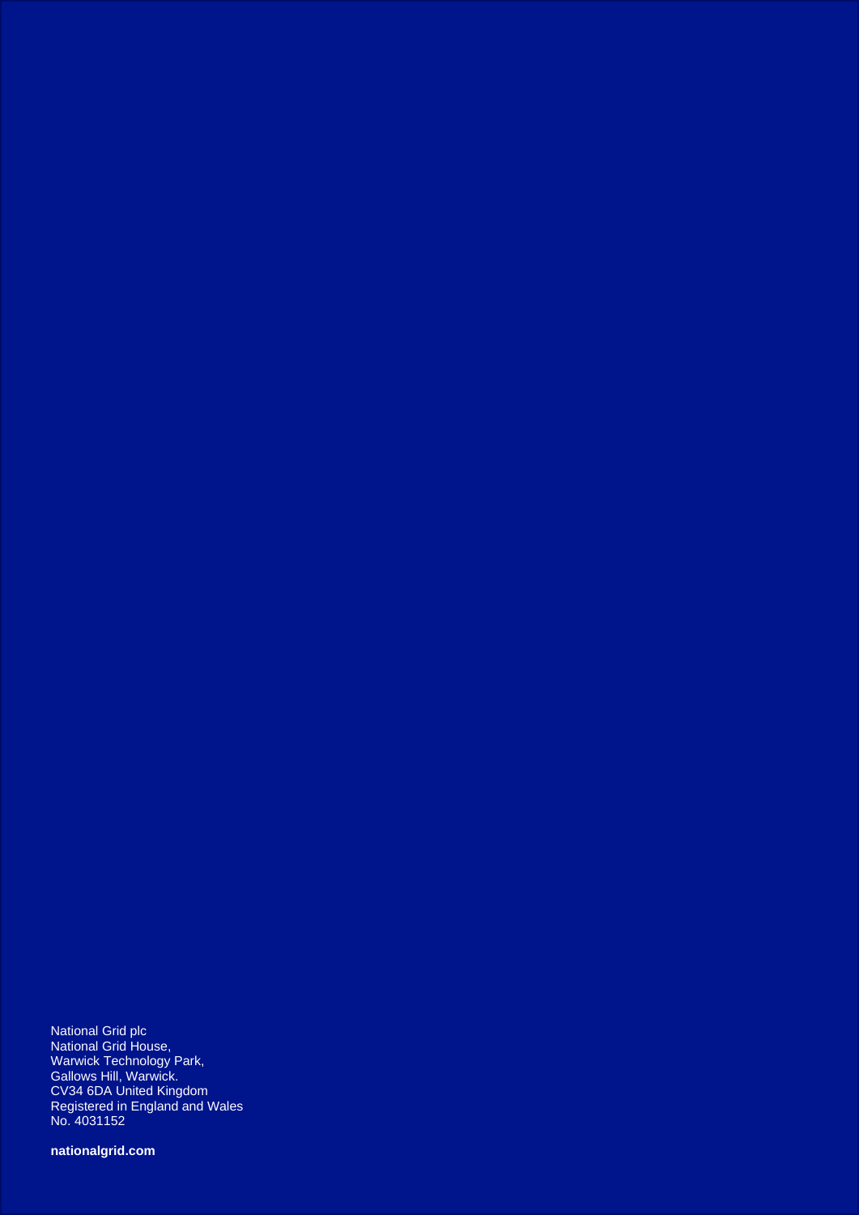National Grid plc
National Grid House,
Warwick Technology Park,
Gallows Hill, Warwick.
CV34 6DA United Kingdom
Registered in England and Wales
No. 4031152

**nationalgrid.com**